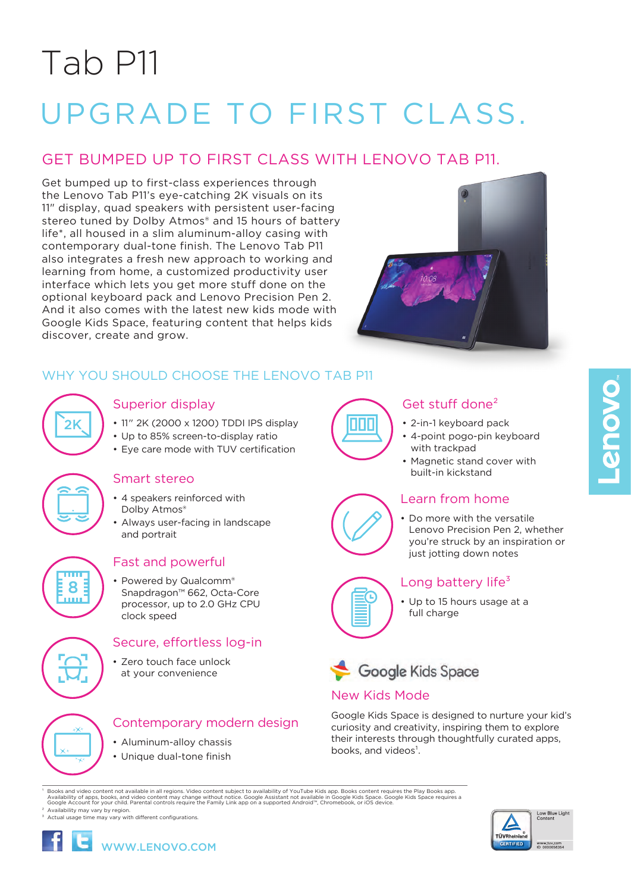# Tab P11

# UPGRADE TO FIRST CLASS.

## GET BUMPED UP TO FIRST CLASS WITH LENOVO TAB P11.

Get bumped up to first-class experiences through the Lenovo Tab P11's eye-catching 2K visuals on its 11" display, quad speakers with persistent user-facing stereo tuned by Dolby Atmos® and 15 hours of battery life*, all housed in a slim aluminum-alloy casing with contemporary dual-tone finish. The Lenovo Tab P11 also integrates a fresh new approach to working and learning from home, a customized productivity user interface which lets you get more stuff done on the optional keyboard pack and Lenovo Precision Pen 2. And it also comes with the latest new kids mode with Google Kids Space, featuring content that helps kids discover, create and grow.

## WHY YOU SHOULD CHOOSE THE LENOVO TAB P11

### Superior display

- 11" 2K (2000 x 1200) TDDI IPS display
- Up to 85% screen-to-display ratio
- Eye care mode with TUV certification

### Smart stereo

- 4 speakers reinforced with Dolby Atmos®
- Always user-facing in landscape and portrait

### Fast and powerful

- Powered by Qualcomm® Snapdragon™ 662, Octa-Core processor, up to 2.0 GHz CPU clock speed

### Secure, effortless log-in

- Zero touch face unlock at your convenience

### Contemporary modern design

- Aluminum-alloy chassis
- Unique dual-tone finish

### Get stuff done[2]

- 2-in-1 keyboard pack
- 4-point pogo-pin keyboard with trackpad
- Magnetic stand cover with built-in kickstand

### Learn from home

- Do more with the versatile Lenovo Precision Pen 2, whether you're struck by an inspiration or just jotting down notes

### Long battery life[3]

- Up to 15 hours usage at a full charge

Google Kids Space

### New Kids Mode

Google Kids Space is designed to nurture your kid's curiosity and creativity, inspiring them to explore their interests through thoughtfully curated apps, books, and videos[1].

---

[1] Books and video content not available in all regions. Video content subject to availability of YouTube Kids app. Books content requires the Play Books app. Availability of apps, books, and video content may change without notice. Google Assistant not available in Google Kids Space. Google Kids Space requires a Google Account for your child. Parental controls require the Family Link app on a supported Android™, Chromebook, or iOS device.

[2] Availability may vary by region.

[3] Actual usage time may vary with different configurations.

WWW.LENOVO.COM

TÜVRheinland CERTIFIED — Low Blue Light Content — www.tuv.com ID 0000056354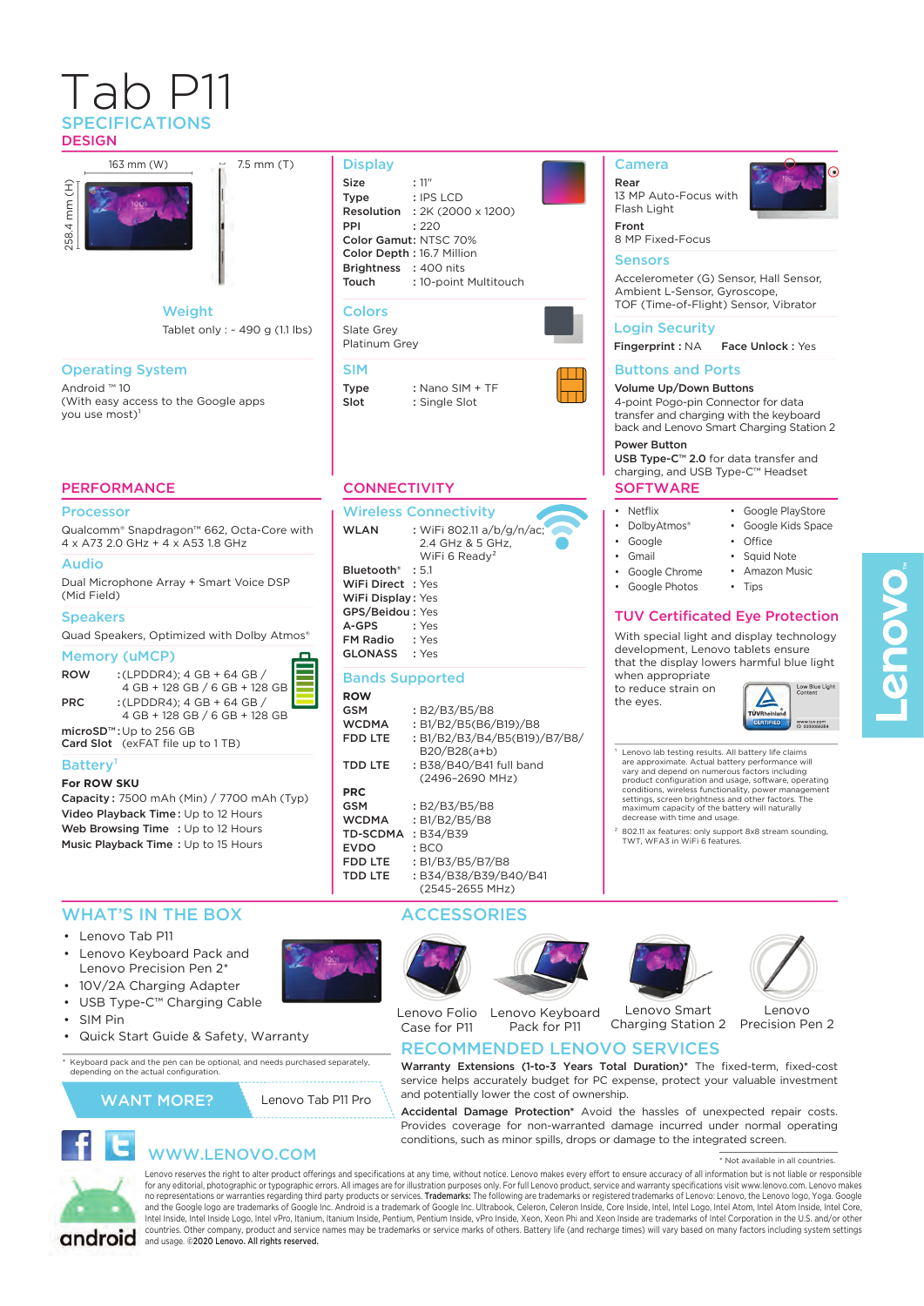# Tab P11

## SPECIFICATIONS

## DESIGN

163 mm (W)

7.5 mm (T)

258.4 mm (H)

### Weight

Tablet only : ~ 490 g (1.1 lbs)

### Operating System

Android ™ 10
(With easy access to the Google apps you use most)[1]

### Display

| | |
|---|---|
| Size | : 11" |
| Type | : IPS LCD |
| Resolution | : 2K (2000 x 1200) |
| PPI | : 220 |
| Color Gamut | : NTSC 70% |
| Color Depth | : 16.7 Million |
| Brightness | : 400 nits |
| Touch | : 10-point Multitouch |

### Colors

Slate Grey
Platinum Grey

### SIM

| | |
|---|---|
| Type | : Nano SIM + TF |
| Slot | : Single Slot |

### Camera

**Rear**
13 MP Auto-Focus with Flash Light

**Front**
8 MP Fixed-Focus

### Sensors

Accelerometer (G) Sensor, Hall Sensor, Ambient L-Sensor, Gyroscope, TOF (Time-of-Flight) Sensor, Vibrator

### Login Security

**Fingerprint** : NA  **Face Unlock** : Yes

### Buttons and Ports

**Volume Up/Down Buttons**
4-point Pogo-pin Connector for data transfer and charging with the keyboard back and Lenovo Smart Charging Station 2

**Power Button**

**USB Type-C™ 2.0** for data transfer and charging, and USB Type-C™ Headset

## PERFORMANCE

### Processor

Qualcomm® Snapdragon™ 662, Octa-Core with 4 x A73 2.0 GHz + 4 x A53 1.8 GHz

### Audio

Dual Microphone Array + Smart Voice DSP (Mid Field)

### Speakers

Quad Speakers, Optimized with Dolby Atmos®

### Memory (uMCP)

| | |
|---|---|
| ROW | :(LPDDR4); 4 GB + 64 GB / 4 GB + 128 GB / 6 GB + 128 GB |
| PRC | :(LPDDR4); 4 GB + 64 GB / 4 GB + 128 GB / 6 GB + 128 GB |

**microSD™** : Up to 256 GB
**Card Slot** (exFAT file up to 1 TB)

### Battery[1]

**For ROW SKU**

**Capacity** : 7500 mAh (Min) / 7700 mAh (Typ)
**Video Playback Time** : Up to 12 Hours
**Web Browsing Time** : Up to 12 Hours
**Music Playback Time** : Up to 15 Hours

## CONNECTIVITY

### Wireless Connectivity

| | |
|---|---|
| WLAN | : WiFi 802.11 a/b/g/n/ac; 2.4 GHz & 5 GHz, WiFi 6 Ready[2] |
| Bluetooth® | : 5.1 |
| WiFi Direct | : Yes |
| WiFi Display | : Yes |
| GPS/Beidou | : Yes |
| A-GPS | : Yes |
| FM Radio | : Yes |
| GLONASS | : Yes |

### Bands Supported

**ROW**

| | |
|---|---|
| GSM | : B2/B3/B5/B8 |
| WCDMA | : B1/B2/B5(B6/B19)/B8 |
| FDD LTE | : B1/B2/B3/B4/B5(B19)/B7/B8/B20/B28(a+b) |
| TDD LTE | : B38/B40/B41 full band (2496~2690 MHz) |

**PRC**

| | |
|---|---|
| GSM | : B2/B3/B5/B8 |
| WCDMA | : B1/B2/B5/B8 |
| TD-SCDMA | : B34/B39 |
| EVDO | : BC0 |
| FDD LTE | : B1/B3/B5/B7/B8 |
| TDD LTE | : B34/B38/B39/B40/B41 (2545-2655 MHz) |

## SOFTWARE

- Netflix
- DolbyAtmos®
- Google
- Gmail
- Google Chrome
- Google Photos
- Google PlayStore
- Google Kids Space
- Office
- Squid Note
- Amazon Music
- Tips

### TUV Certificated Eye Protection

With special light and display technology development, Lenovo tablets ensure that the display lowers harmful blue light when appropriate to reduce strain on the eyes.

Low Blue Light Content
TÜVRheinland CERTIFIED
www.tuv.com ID: 0000006264

[1] Lenovo lab testing results. All battery life claims are approximate. Actual battery performance will vary and depend on numerous factors including product configuration and usage, software, operating conditions, wireless functionality, power management settings, screen brightness and other factors. The maximum capacity of the battery will naturally decrease with time and usage.

[2] 802.11 ax features: only support 8x8 stream sounding, TWT, WFA3 in WiFi 6 features.

## WHAT'S IN THE BOX

- Lenovo Tab P11
- Lenovo Keyboard Pack and Lenovo Precision Pen 2*
- 10V/2A Charging Adapter
- USB Type-C™ Charging Cable
- SIM Pin
- Quick Start Guide & Safety, Warranty

* Keyboard pack and the pen can be optional, and needs purchased separately, depending on the actual configuration.

**WANT MORE?** Lenovo Tab P11 Pro

## ACCESSORIES

Lenovo Folio Case for P11
Lenovo Keyboard Pack for P11
Lenovo Smart Charging Station 2
Lenovo Precision Pen 2

## RECOMMENDED LENOVO SERVICES

**Warranty Extensions (1-to-3 Years Total Duration)*** The fixed-term, fixed-cost service helps accurately budget for PC expense, protect your valuable investment and potentially lower the cost of ownership.

**Accidental Damage Protection*** Avoid the hassles of unexpected repair costs. Provides coverage for non-warranted damage incurred under normal operating conditions, such as minor spills, drops or damage to the integrated screen.

* Not available in all countries.

WWW.LENOVO.COM

Lenovo reserves the right to alter product offerings and specifications at any time, without notice. Lenovo makes every effort to ensure accuracy of all information but is not liable or responsible for any editorial, photographic or typographic errors. All images are for illustration purposes only. For full Lenovo product, service and warranty specifications visit www.lenovo.com. Lenovo makes no representations or warranties regarding third party products or services. **Trademarks:** The following are trademarks or registered trademarks of Lenovo: Lenovo, the Lenovo logo, Yoga. Google and the Google logo are trademarks of Google Inc. Android is a trademark of Google Inc. Ultrabook, Celeron, Celeron Inside, Core Inside, Intel, Intel Logo, Intel Atom, Intel Atom Inside, Intel Core, Intel Inside, Intel Inside Logo, Intel vPro, Itanium, Itanium Inside, Pentium, Pentium Inside, vPro Inside, Xeon, Xeon Phi and Xeon Inside are trademarks of Intel Corporation in the U.S. and/or other countries. Other company, product and service names may be trademarks or service marks of others. Battery life (and recharge times) will vary based on many factors including system settings and usage. **©2020 Lenovo. All rights reserved.**